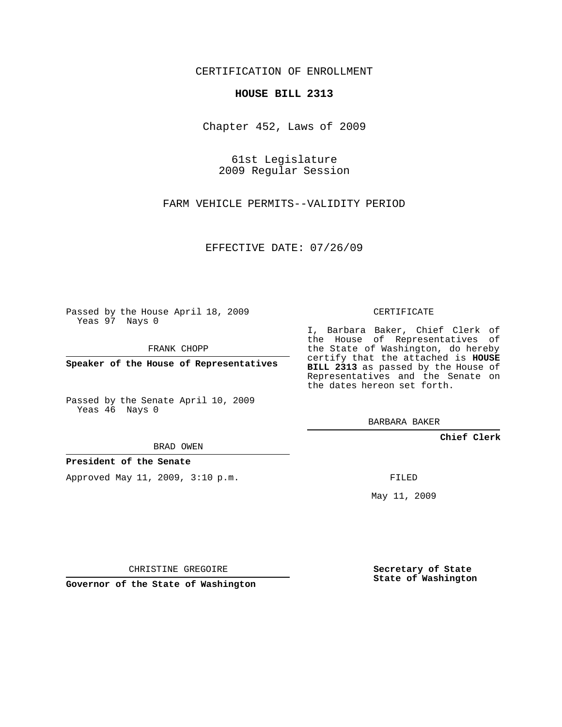CERTIFICATION OF ENROLLMENT

**HOUSE BILL 2313**

Chapter 452, Laws of 2009

61st Legislature
2009 Regular Session

FARM VEHICLE PERMITS--VALIDITY PERIOD

EFFECTIVE DATE: 07/26/09

Passed by the House April 18, 2009
Yeas 97 Nays 0

FRANK CHOPP

**Speaker of the House of Representatives**

Passed by the Senate April 10, 2009
Yeas 46 Nays 0

BRAD OWEN

**President of the Senate**

Approved May 11, 2009, 3:10 p.m.

CHRISTINE GREGOIRE

**Governor of the State of Washington**

CERTIFICATE

I, Barbara Baker, Chief Clerk of the House of Representatives of the State of Washington, do hereby certify that the attached is **HOUSE BILL 2313** as passed by the House of Representatives and the Senate on the dates hereon set forth.

BARBARA BAKER

**Chief Clerk**

FILED

May 11, 2009

**Secretary of State**
**State of Washington**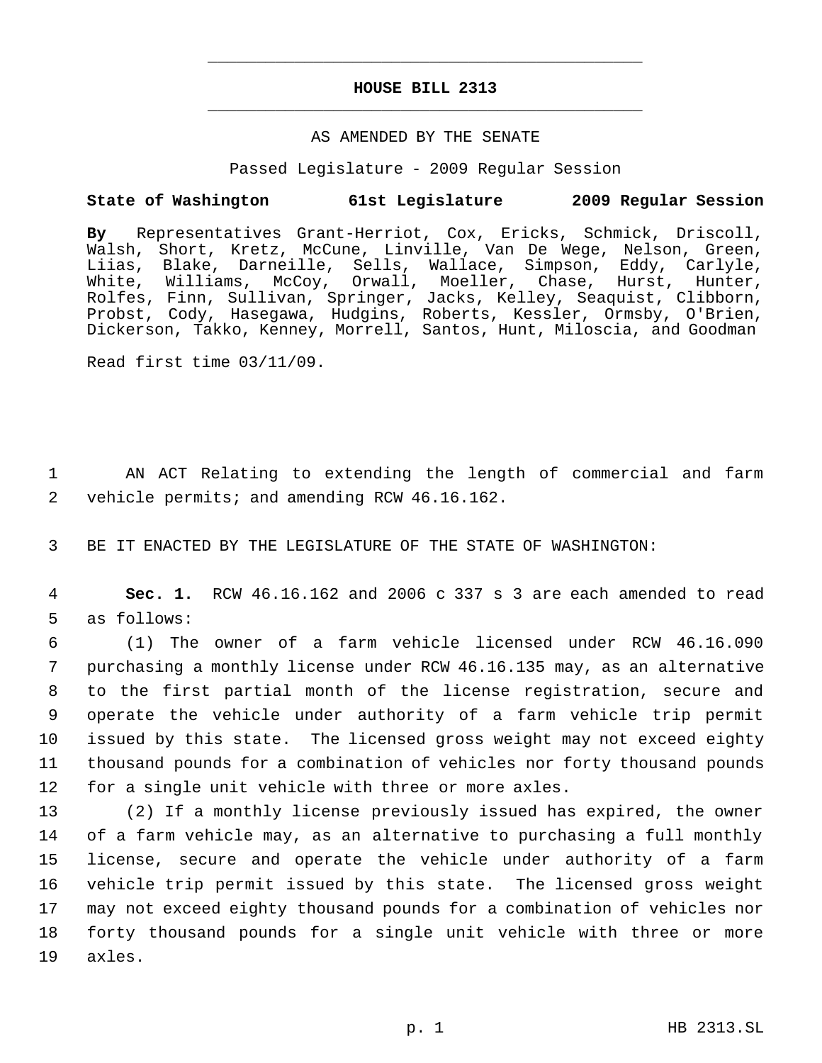# HOUSE BILL 2313

AS AMENDED BY THE SENATE

Passed Legislature - 2009 Regular Session

**State of Washington 61st Legislature 2009 Regular Session**

**By** Representatives Grant-Herriot, Cox, Ericks, Schmick, Driscoll, Walsh, Short, Kretz, McCune, Linville, Van De Wege, Nelson, Green, Liias, Blake, Darneille, Sells, Wallace, Simpson, Eddy, Carlyle, White, Williams, McCoy, Orwall, Moeller, Chase, Hurst, Hunter, Rolfes, Finn, Sullivan, Springer, Jacks, Kelley, Seaquist, Clibborn, Probst, Cody, Hasegawa, Hudgins, Roberts, Kessler, Ormsby, O'Brien, Dickerson, Takko, Kenney, Morrell, Santos, Hunt, Miloscia, and Goodman

Read first time 03/11/09.

1 AN ACT Relating to extending the length of commercial and farm
2 vehicle permits; and amending RCW 46.16.162.

3 BE IT ENACTED BY THE LEGISLATURE OF THE STATE OF WASHINGTON:

4 **Sec. 1.** RCW 46.16.162 and 2006 c 337 s 3 are each amended to read
5 as follows:

6 (1) The owner of a farm vehicle licensed under RCW 46.16.090
7 purchasing a monthly license under RCW 46.16.135 may, as an alternative
8 to the first partial month of the license registration, secure and
9 operate the vehicle under authority of a farm vehicle trip permit
10 issued by this state. The licensed gross weight may not exceed eighty
11 thousand pounds for a combination of vehicles nor forty thousand pounds
12 for a single unit vehicle with three or more axles.

13 (2) If a monthly license previously issued has expired, the owner
14 of a farm vehicle may, as an alternative to purchasing a full monthly
15 license, secure and operate the vehicle under authority of a farm
16 vehicle trip permit issued by this state. The licensed gross weight
17 may not exceed eighty thousand pounds for a combination of vehicles nor
18 forty thousand pounds for a single unit vehicle with three or more
19 axles.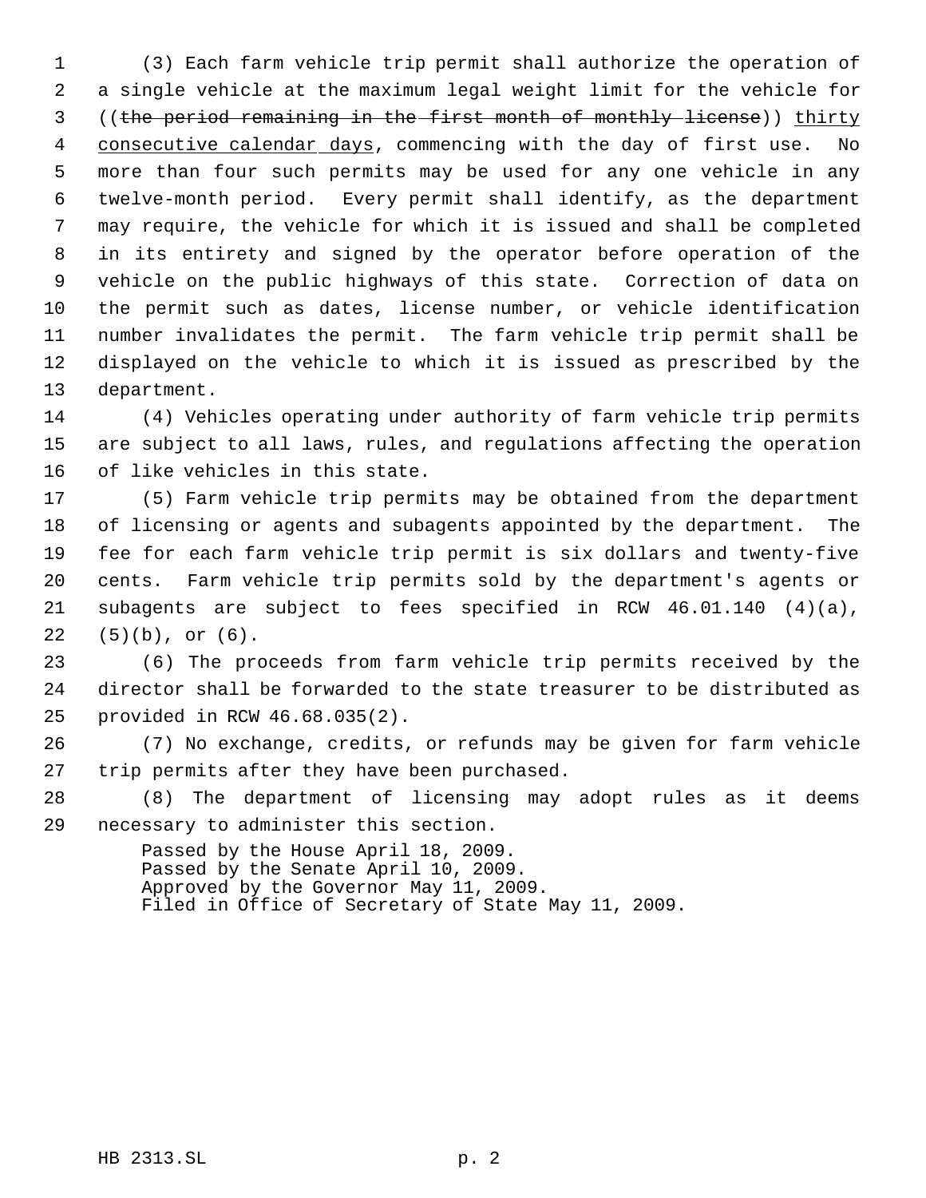(3) Each farm vehicle trip permit shall authorize the operation of a single vehicle at the maximum legal weight limit for the vehicle for ((~~the period remaining in the first month of monthly license~~)) <u>thirty consecutive calendar days</u>, commencing with the day of first use. No more than four such permits may be used for any one vehicle in any twelve-month period. Every permit shall identify, as the department may require, the vehicle for which it is issued and shall be completed in its entirety and signed by the operator before operation of the vehicle on the public highways of this state. Correction of data on the permit such as dates, license number, or vehicle identification number invalidates the permit. The farm vehicle trip permit shall be displayed on the vehicle to which it is issued as prescribed by the department.

(4) Vehicles operating under authority of farm vehicle trip permits are subject to all laws, rules, and regulations affecting the operation of like vehicles in this state.

(5) Farm vehicle trip permits may be obtained from the department of licensing or agents and subagents appointed by the department. The fee for each farm vehicle trip permit is six dollars and twenty-five cents. Farm vehicle trip permits sold by the department's agents or subagents are subject to fees specified in RCW 46.01.140 (4)(a), (5)(b), or (6).

(6) The proceeds from farm vehicle trip permits received by the director shall be forwarded to the state treasurer to be distributed as provided in RCW 46.68.035(2).

(7) No exchange, credits, or refunds may be given for farm vehicle trip permits after they have been purchased.

(8) The department of licensing may adopt rules as it deems necessary to administer this section.

Passed by the House April 18, 2009.
Passed by the Senate April 10, 2009.
Approved by the Governor May 11, 2009.
Filed in Office of Secretary of State May 11, 2009.